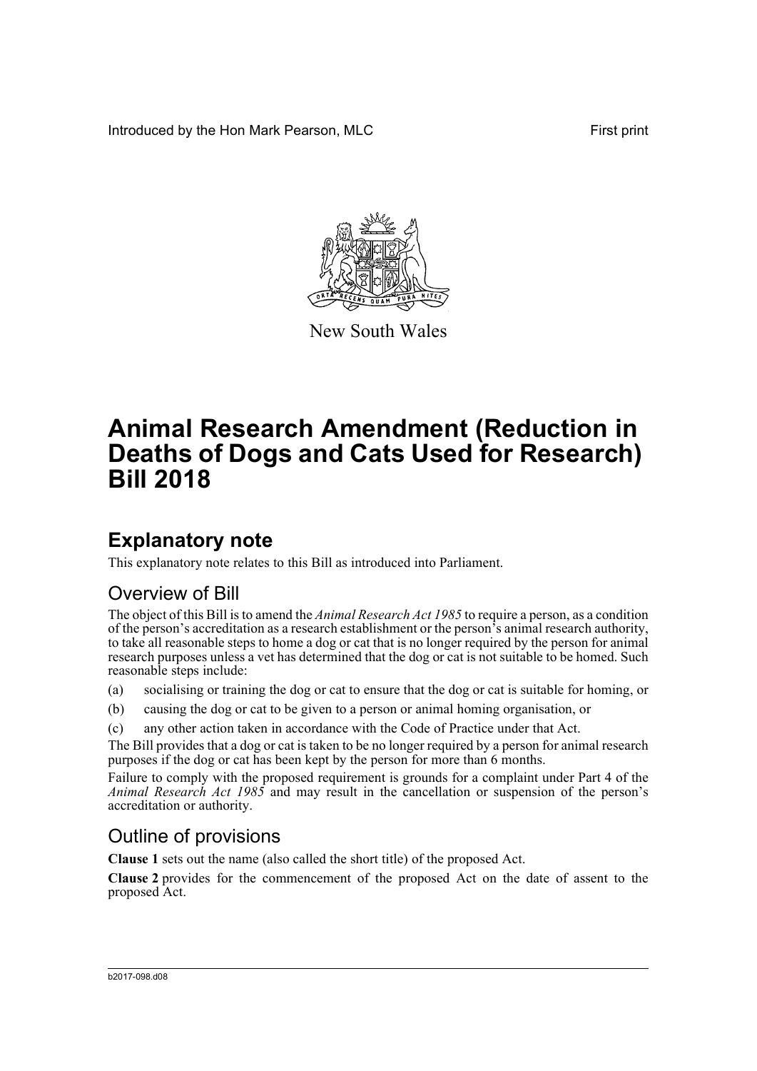Introduced by the Hon Mark Pearson, MLC First print

New South Wales

# Animal Research Amendment (Reduction in Deaths of Dogs and Cats Used for Research) Bill 2018

## Explanatory note

This explanatory note relates to this Bill as introduced into Parliament.

### Overview of Bill

The object of this Bill is to amend the *Animal Research Act 1985* to require a person, as a condition of the person's accreditation as a research establishment or the person's animal research authority, to take all reasonable steps to home a dog or cat that is no longer required by the person for animal research purposes unless a vet has determined that the dog or cat is not suitable to be homed. Such reasonable steps include:

(a) socialising or training the dog or cat to ensure that the dog or cat is suitable for homing, or

(b) causing the dog or cat to be given to a person or animal homing organisation, or

(c) any other action taken in accordance with the Code of Practice under that Act.

The Bill provides that a dog or cat is taken to be no longer required by a person for animal research purposes if the dog or cat has been kept by the person for more than 6 months.

Failure to comply with the proposed requirement is grounds for a complaint under Part 4 of the *Animal Research Act 1985* and may result in the cancellation or suspension of the person's accreditation or authority.

### Outline of provisions

**Clause 1** sets out the name (also called the short title) of the proposed Act.

**Clause 2** provides for the commencement of the proposed Act on the date of assent to the proposed Act.

b2017-098.d08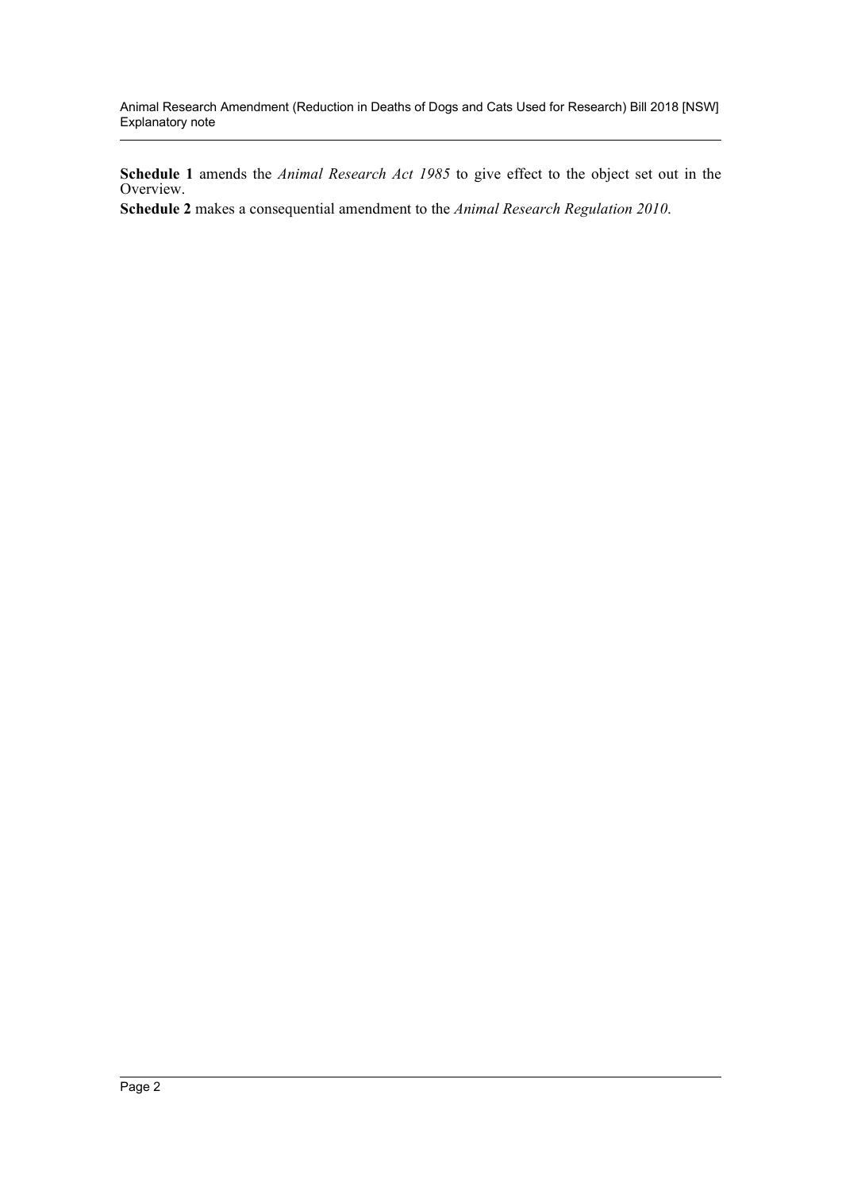**Schedule 1** amends the *Animal Research Act 1985* to give effect to the object set out in the Overview.

**Schedule 2** makes a consequential amendment to the *Animal Research Regulation 2010*.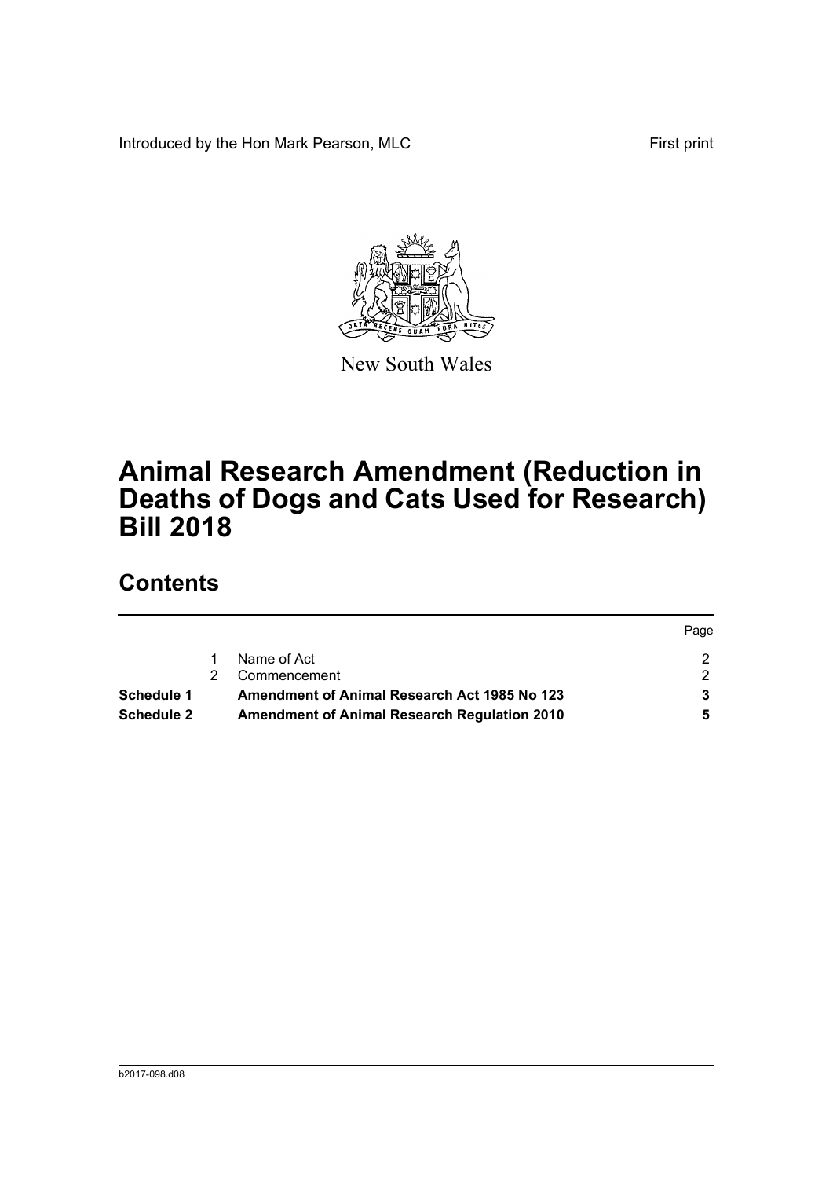Introduced by the Hon Mark Pearson, MLC

First print

New South Wales

# Animal Research Amendment (Reduction in Deaths of Dogs and Cats Used for Research) Bill 2018

## Contents

| | | | Page |
|---|---|---|---|
| | 1 | Name of Act | 2 |
| | 2 | Commencement | 2 |
| **Schedule 1** | | **Amendment of Animal Research Act 1985 No 123** | **3** |
| **Schedule 2** | | **Amendment of Animal Research Regulation 2010** | **5** |

b2017-098.d08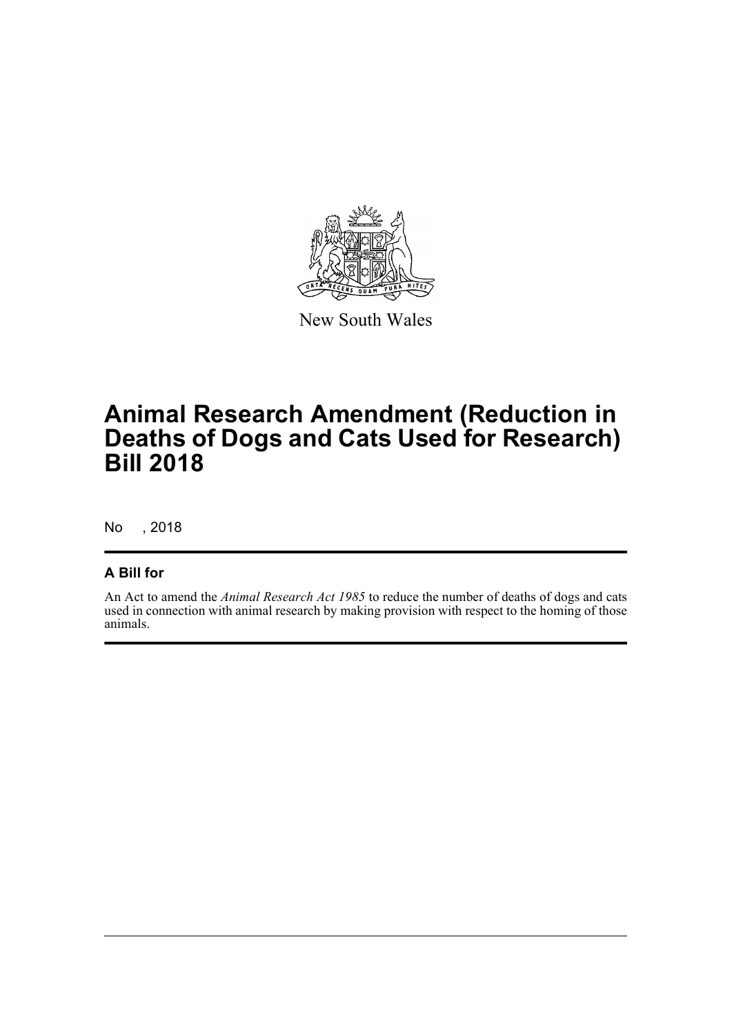New South Wales

# Animal Research Amendment (Reduction in Deaths of Dogs and Cats Used for Research) Bill 2018

No , 2018

## A Bill for

An Act to amend the *Animal Research Act 1985* to reduce the number of deaths of dogs and cats used in connection with animal research by making provision with respect to the homing of those animals.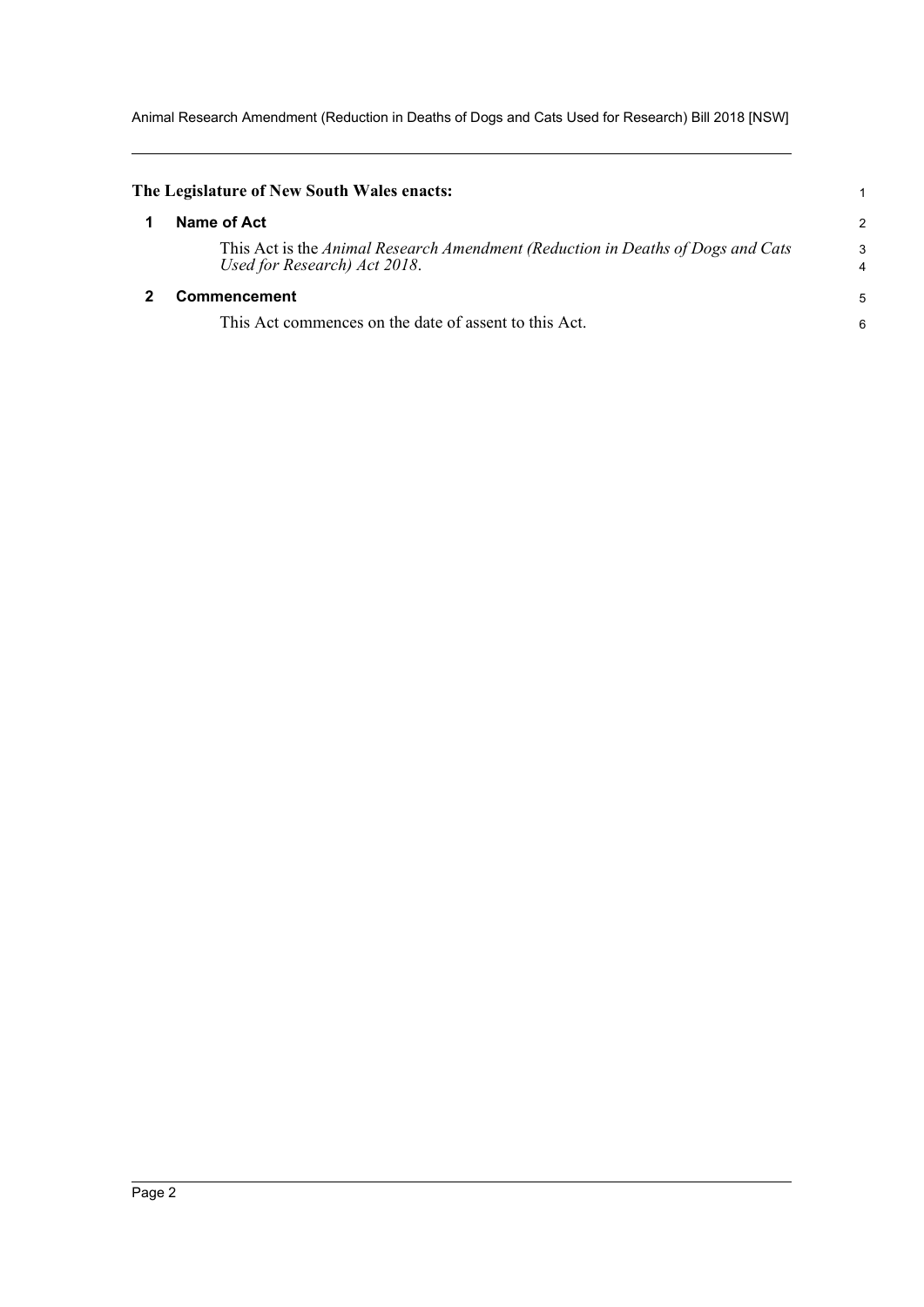**The Legislature of New South Wales enacts:**

## 1 Name of Act

This Act is the *Animal Research Amendment (Reduction in Deaths of Dogs and Cats Used for Research) Act 2018*.

## 2 Commencement

This Act commences on the date of assent to this Act.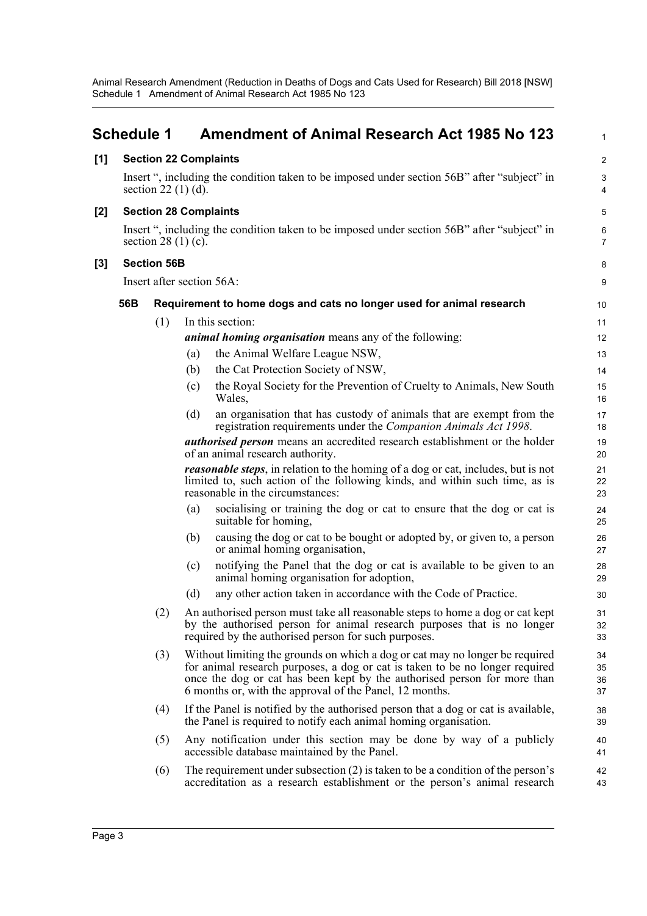# Schedule 1 Amendment of Animal Research Act 1985 No 123

**[1] Section 22 Complaints**

Insert ", including the condition taken to be imposed under section 56B" after "subject" in section 22 (1) (d).

**[2] Section 28 Complaints**

Insert ", including the condition taken to be imposed under section 56B" after "subject" in section 28 (1) (c).

**[3] Section 56B**

Insert after section 56A:

**56B Requirement to home dogs and cats no longer used for animal research**

(1) In this section:

***animal homing organisation*** means any of the following:

(a) the Animal Welfare League NSW,

(b) the Cat Protection Society of NSW,

(c) the Royal Society for the Prevention of Cruelty to Animals, New South Wales,

(d) an organisation that has custody of animals that are exempt from the registration requirements under the *Companion Animals Act 1998*.

***authorised person*** means an accredited research establishment or the holder of an animal research authority.

***reasonable steps***, in relation to the homing of a dog or cat, includes, but is not limited to, such action of the following kinds, and within such time, as is reasonable in the circumstances:

(a) socialising or training the dog or cat to ensure that the dog or cat is suitable for homing,

(b) causing the dog or cat to be bought or adopted by, or given to, a person or animal homing organisation,

(c) notifying the Panel that the dog or cat is available to be given to an animal homing organisation for adoption,

(d) any other action taken in accordance with the Code of Practice.

(2) An authorised person must take all reasonable steps to home a dog or cat kept by the authorised person for animal research purposes that is no longer required by the authorised person for such purposes.

(3) Without limiting the grounds on which a dog or cat may no longer be required for animal research purposes, a dog or cat is taken to be no longer required once the dog or cat has been kept by the authorised person for more than 6 months or, with the approval of the Panel, 12 months.

(4) If the Panel is notified by the authorised person that a dog or cat is available, the Panel is required to notify each animal homing organisation.

(5) Any notification under this section may be done by way of a publicly accessible database maintained by the Panel.

(6) The requirement under subsection (2) is taken to be a condition of the person's accreditation as a research establishment or the person's animal research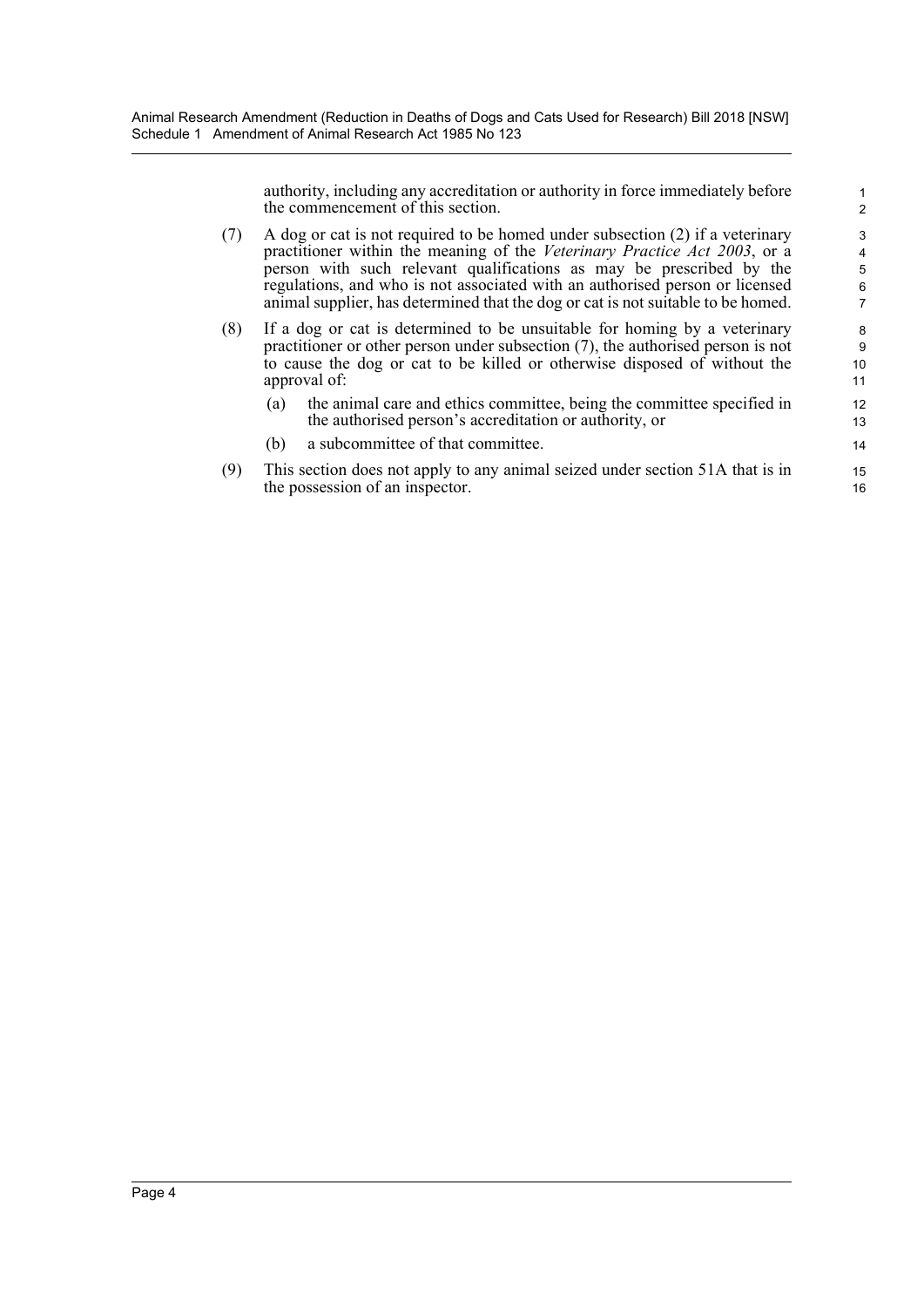authority, including any accreditation or authority in force immediately before the commencement of this section.

(7) A dog or cat is not required to be homed under subsection (2) if a veterinary practitioner within the meaning of the *Veterinary Practice Act 2003*, or a person with such relevant qualifications as may be prescribed by the regulations, and who is not associated with an authorised person or licensed animal supplier, has determined that the dog or cat is not suitable to be homed.

(8) If a dog or cat is determined to be unsuitable for homing by a veterinary practitioner or other person under subsection (7), the authorised person is not to cause the dog or cat to be killed or otherwise disposed of without the approval of:

(a) the animal care and ethics committee, being the committee specified in the authorised person's accreditation or authority, or

(b) a subcommittee of that committee.

(9) This section does not apply to any animal seized under section 51A that is in the possession of an inspector.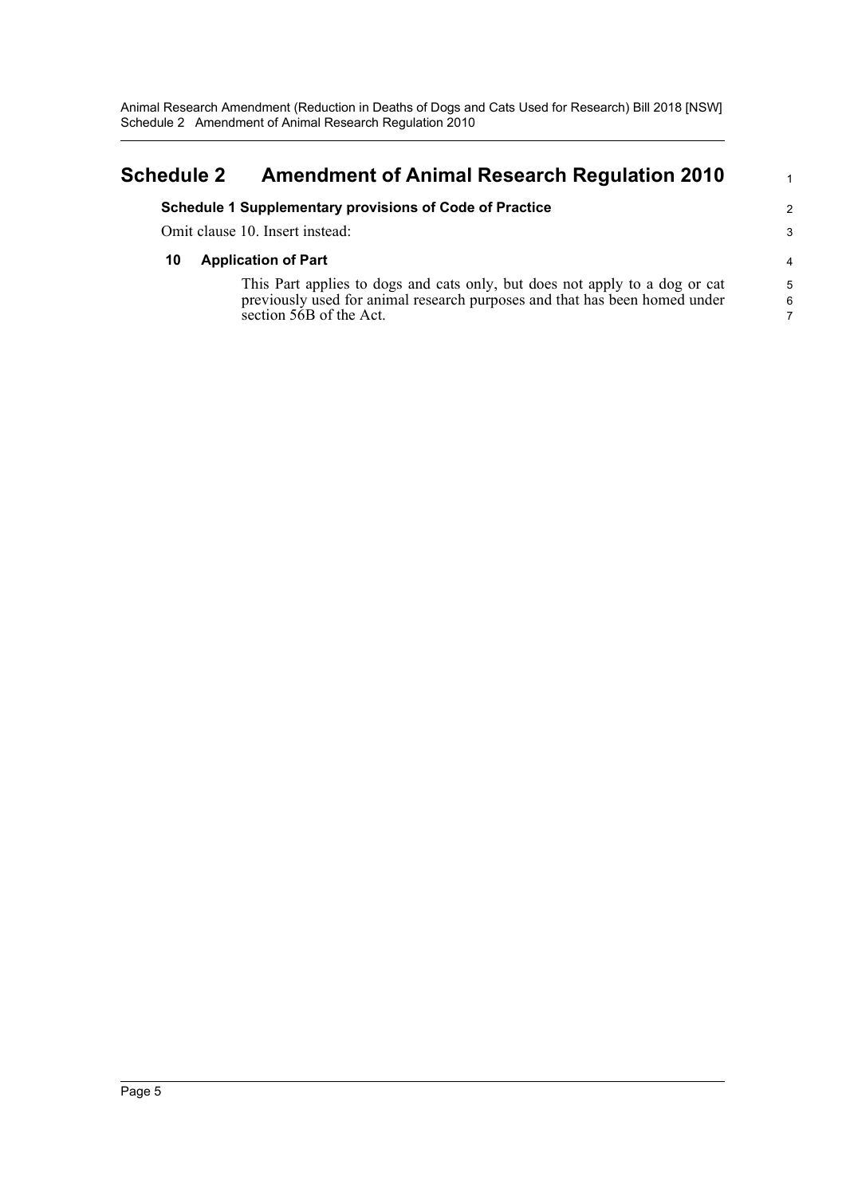# Schedule 2 Amendment of Animal Research Regulation 2010

### Schedule 1 Supplementary provisions of Code of Practice

Omit clause 10. Insert instead:

#### 10 Application of Part

This Part applies to dogs and cats only, but does not apply to a dog or cat previously used for animal research purposes and that has been homed under section 56B of the Act.